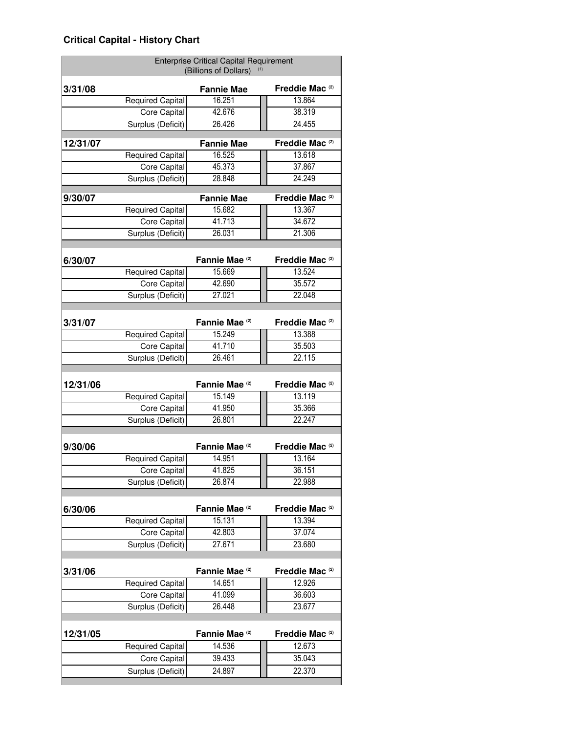# Critical Capital - History Chart

| Enterprise Critical Capital Requirement (Billions of Dollars) [1] | | |
|---|---|---|
| **3/31/08** | **Fannie Mae** | **Freddie Mac [2]** |
| Required Capital | 16.251 | 13.864 |
| Core Capital | 42.676 | 38.319 |
| Surplus (Deficit) | 26.426 | 24.455 |
| **12/31/07** | **Fannie Mae** | **Freddie Mac [2]** |
| Required Capital | 16.525 | 13.618 |
| Core Capital | 45.373 | 37.867 |
| Surplus (Deficit) | 28.848 | 24.249 |
| **9/30/07** | **Fannie Mae** | **Freddie Mac [2]** |
| Required Capital | 15.682 | 13.367 |
| Core Capital | 41.713 | 34.672 |
| Surplus (Deficit) | 26.031 | 21.306 |
| **6/30/07** | **Fannie Mae [2]** | **Freddie Mac [2]** |
| Required Capital | 15.669 | 13.524 |
| Core Capital | 42.690 | 35.572 |
| Surplus (Deficit) | 27.021 | 22.048 |
| **3/31/07** | **Fannie Mae [2]** | **Freddie Mac [2]** |
| Required Capital | 15.249 | 13.388 |
| Core Capital | 41.710 | 35.503 |
| Surplus (Deficit) | 26.461 | 22.115 |
| **12/31/06** | **Fannie Mae [2]** | **Freddie Mac [2]** |
| Required Capital | 15.149 | 13.119 |
| Core Capital | 41.950 | 35.366 |
| Surplus (Deficit) | 26.801 | 22.247 |
| **9/30/06** | **Fannie Mae [2]** | **Freddie Mac [2]** |
| Required Capital | 14.951 | 13.164 |
| Core Capital | 41.825 | 36.151 |
| Surplus (Deficit) | 26.874 | 22.988 |
| **6/30/06** | **Fannie Mae [2]** | **Freddie Mac [2]** |
| Required Capital | 15.131 | 13.394 |
| Core Capital | 42.803 | 37.074 |
| Surplus (Deficit) | 27.671 | 23.680 |
| **3/31/06** | **Fannie Mae [2]** | **Freddie Mac [2]** |
| Required Capital | 14.651 | 12.926 |
| Core Capital | 41.099 | 36.603 |
| Surplus (Deficit) | 26.448 | 23.677 |
| **12/31/05** | **Fannie Mae [2]** | **Freddie Mac [2]** |
| Required Capital | 14.536 | 12.673 |
| Core Capital | 39.433 | 35.043 |
| Surplus (Deficit) | 24.897 | 22.370 |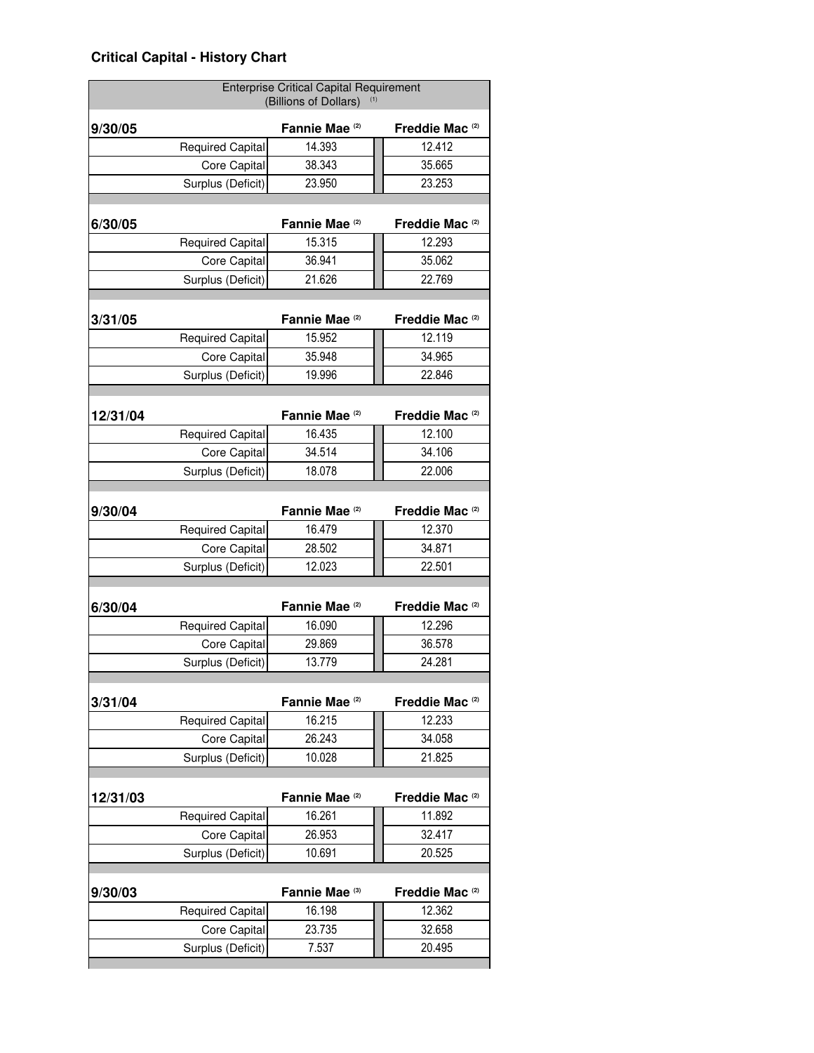## Critical Capital - History Chart

| Enterprise Critical Capital Requirement (Billions of Dollars) [1] | | |
|---|---|---|
| **9/30/05** | **Fannie Mae [2]** | **Freddie Mac [2]** |
| Required Capital | 14.393 | 12.412 |
| Core Capital | 38.343 | 35.665 |
| Surplus (Deficit) | 23.950 | 23.253 |
| **6/30/05** | **Fannie Mae [2]** | **Freddie Mac [2]** |
| Required Capital | 15.315 | 12.293 |
| Core Capital | 36.941 | 35.062 |
| Surplus (Deficit) | 21.626 | 22.769 |
| **3/31/05** | **Fannie Mae [2]** | **Freddie Mac [2]** |
| Required Capital | 15.952 | 12.119 |
| Core Capital | 35.948 | 34.965 |
| Surplus (Deficit) | 19.996 | 22.846 |
| **12/31/04** | **Fannie Mae [2]** | **Freddie Mac [2]** |
| Required Capital | 16.435 | 12.100 |
| Core Capital | 34.514 | 34.106 |
| Surplus (Deficit) | 18.078 | 22.006 |
| **9/30/04** | **Fannie Mae [2]** | **Freddie Mac [2]** |
| Required Capital | 16.479 | 12.370 |
| Core Capital | 28.502 | 34.871 |
| Surplus (Deficit) | 12.023 | 22.501 |
| **6/30/04** | **Fannie Mae [2]** | **Freddie Mac [2]** |
| Required Capital | 16.090 | 12.296 |
| Core Capital | 29.869 | 36.578 |
| Surplus (Deficit) | 13.779 | 24.281 |
| **3/31/04** | **Fannie Mae [2]** | **Freddie Mac [2]** |
| Required Capital | 16.215 | 12.233 |
| Core Capital | 26.243 | 34.058 |
| Surplus (Deficit) | 10.028 | 21.825 |
| **12/31/03** | **Fannie Mae [2]** | **Freddie Mac [2]** |
| Required Capital | 16.261 | 11.892 |
| Core Capital | 26.953 | 32.417 |
| Surplus (Deficit) | 10.691 | 20.525 |
| **9/30/03** | **Fannie Mae [3]** | **Freddie Mac [2]** |
| Required Capital | 16.198 | 12.362 |
| Core Capital | 23.735 | 32.658 |
| Surplus (Deficit) | 7.537 | 20.495 |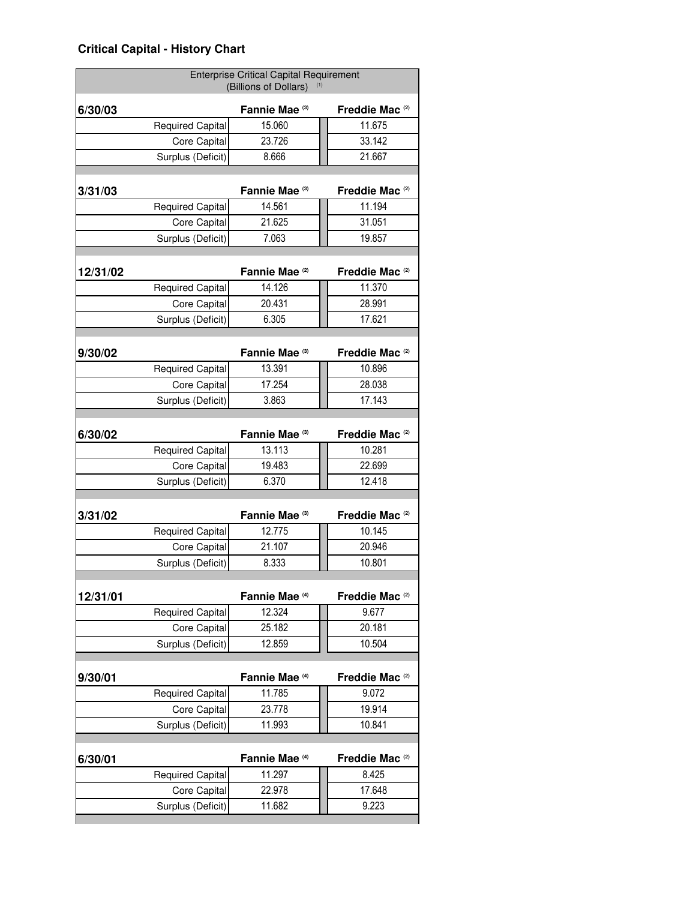## Critical Capital - History Chart

| Enterprise Critical Capital Requirement (Billions of Dollars) [1] | | |
|---|---|---|
| **6/30/03** | **Fannie Mae [3]** | **Freddie Mac [2]** |
| Required Capital | 15.060 | 11.675 |
| Core Capital | 23.726 | 33.142 |
| Surplus (Deficit) | 8.666 | 21.667 |
| **3/31/03** | **Fannie Mae [3]** | **Freddie Mac [2]** |
| Required Capital | 14.561 | 11.194 |
| Core Capital | 21.625 | 31.051 |
| Surplus (Deficit) | 7.063 | 19.857 |
| **12/31/02** | **Fannie Mae [2]** | **Freddie Mac [2]** |
| Required Capital | 14.126 | 11.370 |
| Core Capital | 20.431 | 28.991 |
| Surplus (Deficit) | 6.305 | 17.621 |
| **9/30/02** | **Fannie Mae [3]** | **Freddie Mac [2]** |
| Required Capital | 13.391 | 10.896 |
| Core Capital | 17.254 | 28.038 |
| Surplus (Deficit) | 3.863 | 17.143 |
| **6/30/02** | **Fannie Mae [3]** | **Freddie Mac [2]** |
| Required Capital | 13.113 | 10.281 |
| Core Capital | 19.483 | 22.699 |
| Surplus (Deficit) | 6.370 | 12.418 |
| **3/31/02** | **Fannie Mae [3]** | **Freddie Mac [2]** |
| Required Capital | 12.775 | 10.145 |
| Core Capital | 21.107 | 20.946 |
| Surplus (Deficit) | 8.333 | 10.801 |
| **12/31/01** | **Fannie Mae [4]** | **Freddie Mac [2]** |
| Required Capital | 12.324 | 9.677 |
| Core Capital | 25.182 | 20.181 |
| Surplus (Deficit) | 12.859 | 10.504 |
| **9/30/01** | **Fannie Mae [4]** | **Freddie Mac [2]** |
| Required Capital | 11.785 | 9.072 |
| Core Capital | 23.778 | 19.914 |
| Surplus (Deficit) | 11.993 | 10.841 |
| **6/30/01** | **Fannie Mae [4]** | **Freddie Mac [2]** |
| Required Capital | 11.297 | 8.425 |
| Core Capital | 22.978 | 17.648 |
| Surplus (Deficit) | 11.682 | 9.223 |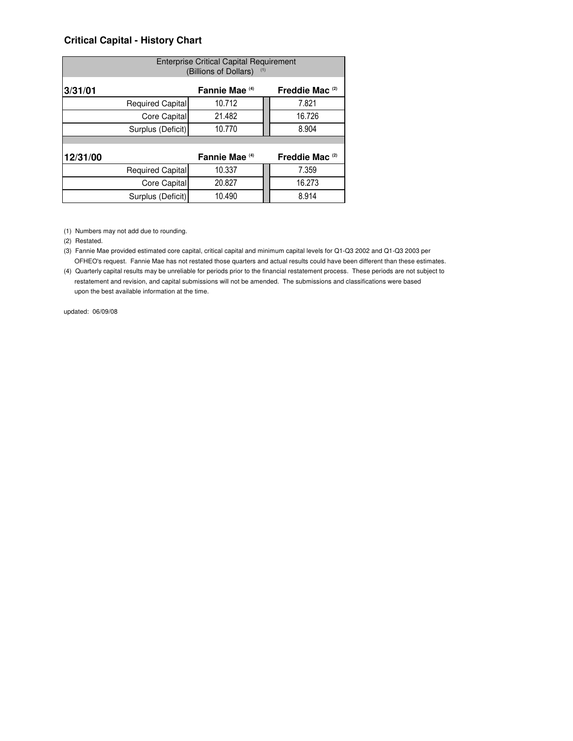## Critical Capital - History Chart

| Enterprise Critical Capital Requirement (Billions of Dollars) [1] | | |
|---|---|---|
| **3/31/01** | **Fannie Mae [4]** | **Freddie Mac [2]** |
| Required Capital | 10.712 | 7.821 |
| Core Capital | 21.482 | 16.726 |
| Surplus (Deficit) | 10.770 | 8.904 |
| **12/31/00** | **Fannie Mae [4]** | **Freddie Mac [2]** |
| Required Capital | 10.337 | 7.359 |
| Core Capital | 20.827 | 16.273 |
| Surplus (Deficit) | 10.490 | 8.914 |

(1) Numbers may not add due to rounding.

(2) Restated.

(3) Fannie Mae provided estimated core capital, critical capital and minimum capital levels for Q1-Q3 2002 and Q1-Q3 2003 per OFHEO's request. Fannie Mae has not restated those quarters and actual results could have been different than these estimates.

(4) Quarterly capital results may be unreliable for periods prior to the financial restatement process. These periods are not subject to restatement and revision, and capital submissions will not be amended. The submissions and classifications were based upon the best available information at the time.

updated: 06/09/08